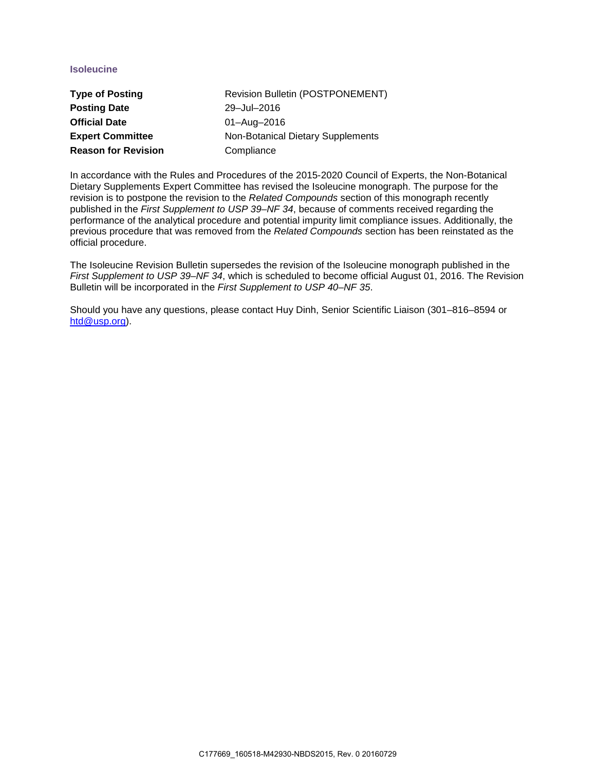## Isoleucine

| | |
|---|---|
| **Type of Posting** | Revision Bulletin (POSTPONEMENT) |
| **Posting Date** | 29–Jul–2016 |
| **Official Date** | 01–Aug–2016 |
| **Expert Committee** | Non-Botanical Dietary Supplements |
| **Reason for Revision** | Compliance |

In accordance with the Rules and Procedures of the 2015-2020 Council of Experts, the Non-Botanical Dietary Supplements Expert Committee has revised the Isoleucine monograph. The purpose for the revision is to postpone the revision to the *Related Compounds* section of this monograph recently published in the *First Supplement to USP 39–NF 34*, because of comments received regarding the performance of the analytical procedure and potential impurity limit compliance issues. Additionally, the previous procedure that was removed from the *Related Compounds* section has been reinstated as the official procedure.

The Isoleucine Revision Bulletin supersedes the revision of the Isoleucine monograph published in the *First Supplement to USP 39–NF 34*, which is scheduled to become official August 01, 2016. The Revision Bulletin will be incorporated in the *First Supplement to USP 40–NF 35*.

Should you have any questions, please contact Huy Dinh, Senior Scientific Liaison (301–816–8594 or htd@usp.org).

C177669_160518-M42930-NBDS2015, Rev. 0 20160729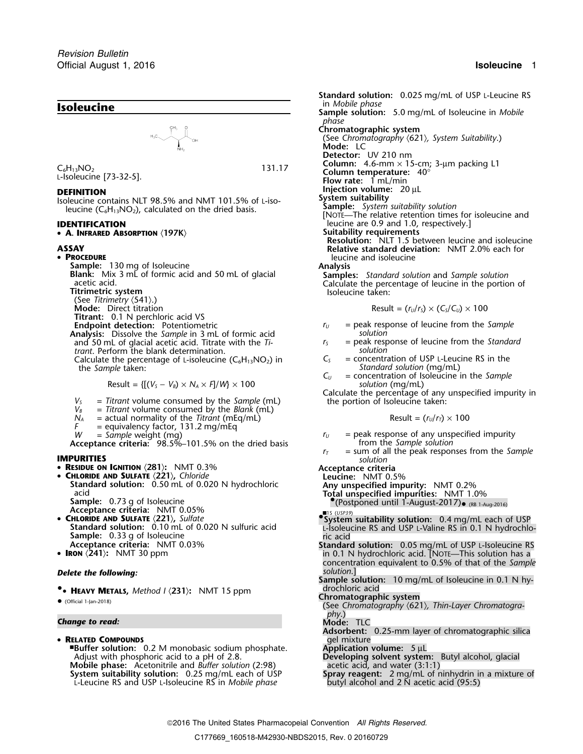# Isoleucine

$C_6H_{13}NO_2$ 131.17

L-Isoleucine [73-32-5].

## DEFINITION

Isoleucine contains NLT 98.5% and NMT 101.5% of L-isoleucine ($C_6H_{13}NO_2$), calculated on the dried basis.

## IDENTIFICATION

- **A. Infrared Absorption** ⟨197K⟩

## ASSAY

- **Procedure**

  **Sample:** 130 mg of Isoleucine

  **Blank:** Mix 3 mL of formic acid and 50 mL of glacial acetic acid.

  **Titrimetric system**
  (See *Titrimetry* ⟨541⟩.)
  **Mode:** Direct titration
  **Titrant:** 0.1 N perchloric acid VS
  **Endpoint detection:** Potentiometric

  **Analysis:** Dissolve the *Sample* in 3 mL of formic acid and 50 mL of glacial acetic acid. Titrate with the *Titrant*. Perform the blank determination.

  Calculate the percentage of L-isoleucine ($C_6H_{13}NO_2$) in the *Sample* taken:

  $$\text{Result} = \{[(V_S - V_B) \times N_A \times F]/W\} \times 100$$

  $V_S$ = *Titrant* volume consumed by the *Sample* (mL)
  $V_B$ = *Titrant* volume consumed by the *Blank* (mL)
  $N_A$ = actual normality of the *Titrant* (mEq/mL)
  $F$ = equivalency factor, 131.2 mg/mEq
  $W$ = *Sample* weight (mg)

  **Acceptance criteria:** 98.5%–101.5% on the dried basis

## IMPURITIES

- **Residue on Ignition** ⟨281⟩: NMT 0.3%
- **Chloride and Sulfate** ⟨221⟩, *Chloride*
  **Standard solution:** 0.50 mL of 0.020 N hydrochloric acid
  **Sample:** 0.73 g of Isoleucine
  **Acceptance criteria:** NMT 0.05%
- **Chloride and Sulfate** ⟨221⟩, *Sulfate*
  **Standard solution:** 0.10 mL of 0.020 N sulfuric acid
  **Sample:** 0.33 g of Isoleucine
  **Acceptance criteria:** NMT 0.03%
- **Iron** ⟨241⟩: NMT 30 ppm

*Delete the following:*

- •• **Heavy Metals,** *Method I* ⟨231⟩: NMT 15 ppm
  • (Official 1-Jan-2018)

*Change to read:*

- **Related Compounds**

  ■**Buffer solution:** 0.2 M monobasic sodium phosphate. Adjust with phosphoric acid to a pH of 2.8.
  **Mobile phase:** Acetonitrile and *Buffer solution* (2:98)
  **System suitability solution:** 0.25 mg/mL each of USP L-Leucine RS and USP L-Isoleucine RS in *Mobile phase*
  **Standard solution:** 0.025 mg/mL of USP L-Leucine RS in *Mobile phase*
  **Sample solution:** 5.0 mg/mL of Isoleucine in *Mobile phase*

  **Chromatographic system**
  (See *Chromatography* ⟨621⟩, *System Suitability*.)
  **Mode:** LC
  **Detector:** UV 210 nm
  **Column:** 4.6-mm × 15-cm; 3-µm packing L1
  **Column temperature:** 40°
  **Flow rate:** 1 mL/min
  **Injection volume:** 20 µL

  **System suitability**
  **Sample:** *System suitability solution*
  [Note—The relative retention times for isoleucine and leucine are 0.9 and 1.0, respectively.]
  **Suitability requirements**
  **Resolution:** NLT 1.5 between leucine and isoleucine
  **Relative standard deviation:** NMT 2.0% each for leucine and isoleucine

  **Analysis**
  **Samples:** *Standard solution* and *Sample solution*
  Calculate the percentage of leucine in the portion of Isoleucine taken:

  $$\text{Result} = (r_U/r_S) \times (C_S/C_U) \times 100$$

  $r_U$ = peak response of leucine from the *Sample solution*
  $r_S$ = peak response of leucine from the *Standard solution*
  $C_S$ = concentration of USP L-Leucine RS in the *Standard solution* (mg/mL)
  $C_U$ = concentration of Isoleucine in the *Sample solution* (mg/mL)

  Calculate the percentage of any unspecified impurity in the portion of Isoleucine taken:

  $$\text{Result} = (r_U/r_T) \times 100$$

  $r_U$ = peak response of any unspecified impurity from the *Sample solution*
  $r_T$ = sum of all the peak responses from the *Sample solution*

  **Acceptance criteria**
  **Leucine:** NMT 0.5%
  **Any unspecified impurity:** NMT 0.2%
  **Total unspecified impurities:** NMT 1.0%
  •(Postponed until 1-August-2017)• (RB 1-Aug-2016)
  ■1S (USP39)

  •**System suitability solution:** 0.4 mg/mL each of USP L-Isoleucine RS and USP L-Valine RS in 0.1 N hydrochloric acid
  **Standard solution:** 0.05 mg/mL of USP L-Isoleucine RS in 0.1 N hydrochloric acid. [Note—This solution has a concentration equivalent to 0.5% of that of the *Sample solution*.]
  **Sample solution:** 10 mg/mL of Isoleucine in 0.1 N hydrochloric acid

  **Chromatographic system**
  (See *Chromatography* ⟨621⟩, *Thin-Layer Chromatography*.)
  **Mode:** TLC
  **Adsorbent:** 0.25-mm layer of chromatographic silica gel mixture
  **Application volume:** 5 µL
  **Developing solvent system:** Butyl alcohol, glacial acetic acid, and water (3:1:1)
  **Spray reagent:** 2 mg/mL of ninhydrin in a mixture of butyl alcohol and 2 N acetic acid (95:5)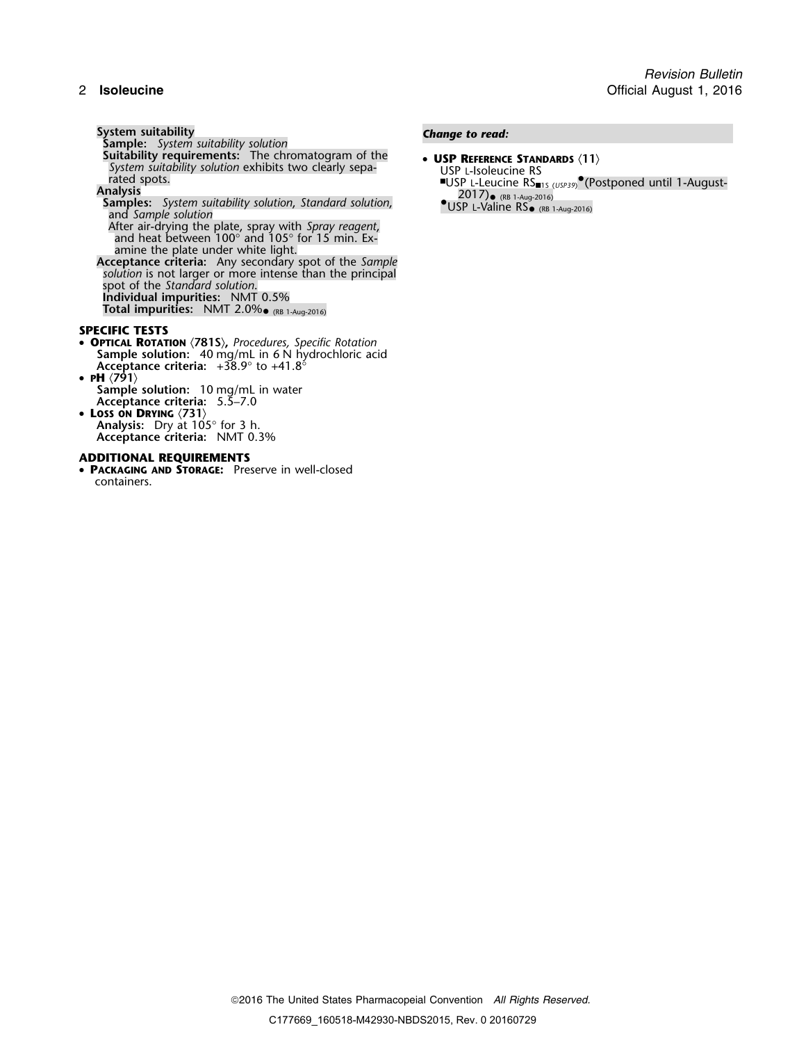**System suitability**

**Sample:** *System suitability solution*

**Suitability requirements:** The chromatogram of the *System suitability solution* exhibits two clearly separated spots.

**Analysis**

**Samples:** *System suitability solution*, *Standard solution*, and *Sample solution*

After air-drying the plate, spray with *Spray reagent*, and heat between 100° and 105° for 15 min. Examine the plate under white light.

**Acceptance criteria:** Any secondary spot of the *Sample solution* is not larger or more intense than the principal spot of the *Standard solution*.

**Individual impurities:** NMT 0.5%

**Total impurities:** NMT 2.0%● (RB 1-Aug-2016)

## SPECIFIC TESTS

- **Optical Rotation** ⟨781S⟩, *Procedures, Specific Rotation*
  - **Sample solution:** 40 mg/mL in 6 N hydrochloric acid
  - **Acceptance criteria:** +38.9° to +41.8°
- **pH** ⟨791⟩
  - **Sample solution:** 10 mg/mL in water
  - **Acceptance criteria:** 5.5–7.0
- **Loss on Drying** ⟨731⟩
  - **Analysis:** Dry at 105° for 3 h.
  - **Acceptance criteria:** NMT 0.3%

## ADDITIONAL REQUIREMENTS

- **Packaging and Storage:** Preserve in well-closed containers.

***Change to read:***

- **USP Reference Standards** ⟨11⟩
  - USP L-Isoleucine RS
  - ■USP L-Leucine RS■1S (USP39) ●(Postponed until 1-August-2017)● (RB 1-Aug-2016)
  - ●USP L-Valine RS● (RB 1-Aug-2016)